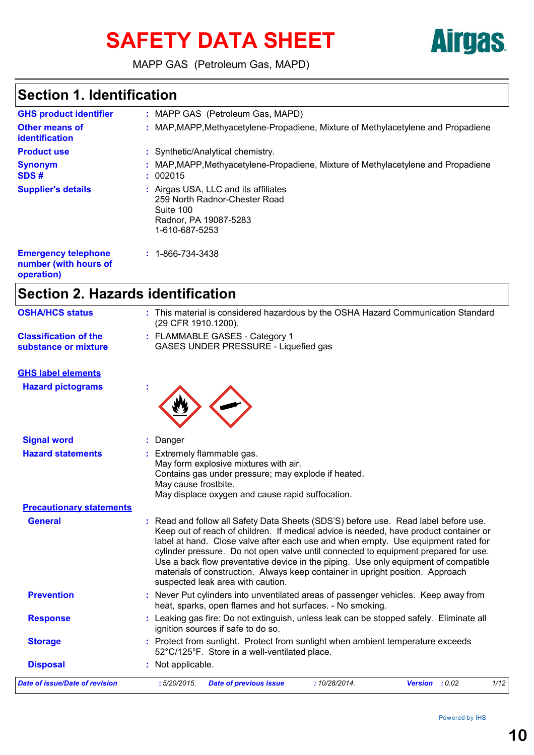# SAFETY DATA SHEET

MAPP GAS (Petroleum Gas, MAPD)

## Section 1. Identification

**GHS product identifier** : MAPP GAS (Petroleum Gas, MAPD)

**Other means of identification** : MAP,MAPP,Methyacetylene-Propadiene, Mixture of Methylacetylene and Propadiene

**Product use** : Synthetic/Analytical chemistry.

**Synonym** : MAP,MAPP,Methyacetylene-Propadiene, Mixture of Methylacetylene and Propadiene

**SDS #** : 002015

**Supplier's details** : Airgas USA, LLC and its affiliates
259 North Radnor-Chester Road
Suite 100
Radnor, PA 19087-5283
1-610-687-5253

**Emergency telephone number (with hours of operation)** : 1-866-734-3438

## Section 2. Hazards identification

**OSHA/HCS status** : This material is considered hazardous by the OSHA Hazard Communication Standard (29 CFR 1910.1200).

**Classification of the substance or mixture** : FLAMMABLE GASES - Category 1
GASES UNDER PRESSURE - Liquefied gas

### GHS label elements

**Hazard pictograms** :

**Signal word** : Danger

**Hazard statements** : Extremely flammable gas.
May form explosive mixtures with air.
Contains gas under pressure; may explode if heated.
May cause frostbite.
May displace oxygen and cause rapid suffocation.

### Precautionary statements

**General** : Read and follow all Safety Data Sheets (SDS'S) before use. Read label before use. Keep out of reach of children. If medical advice is needed, have product container or label at hand. Close valve after each use and when empty. Use equipment rated for cylinder pressure. Do not open valve until connected to equipment prepared for use. Use a back flow preventative device in the piping. Use only equipment of compatible materials of construction. Always keep container in upright position. Approach suspected leak area with caution.

**Prevention** : Never Put cylinders into unventilated areas of passenger vehicles. Keep away from heat, sparks, open flames and hot surfaces. - No smoking.

**Response** : Leaking gas fire: Do not extinguish, unless leak can be stopped safely. Eliminate all ignition sources if safe to do so.

**Storage** : Protect from sunlight. Protect from sunlight when ambient temperature exceeds 52°C/125°F. Store in a well-ventilated place.

**Disposal** : Not applicable.

*Date of issue/Date of revision* : 5/20/2015. *Date of previous issue* : 10/28/2014. *Version* : 0.02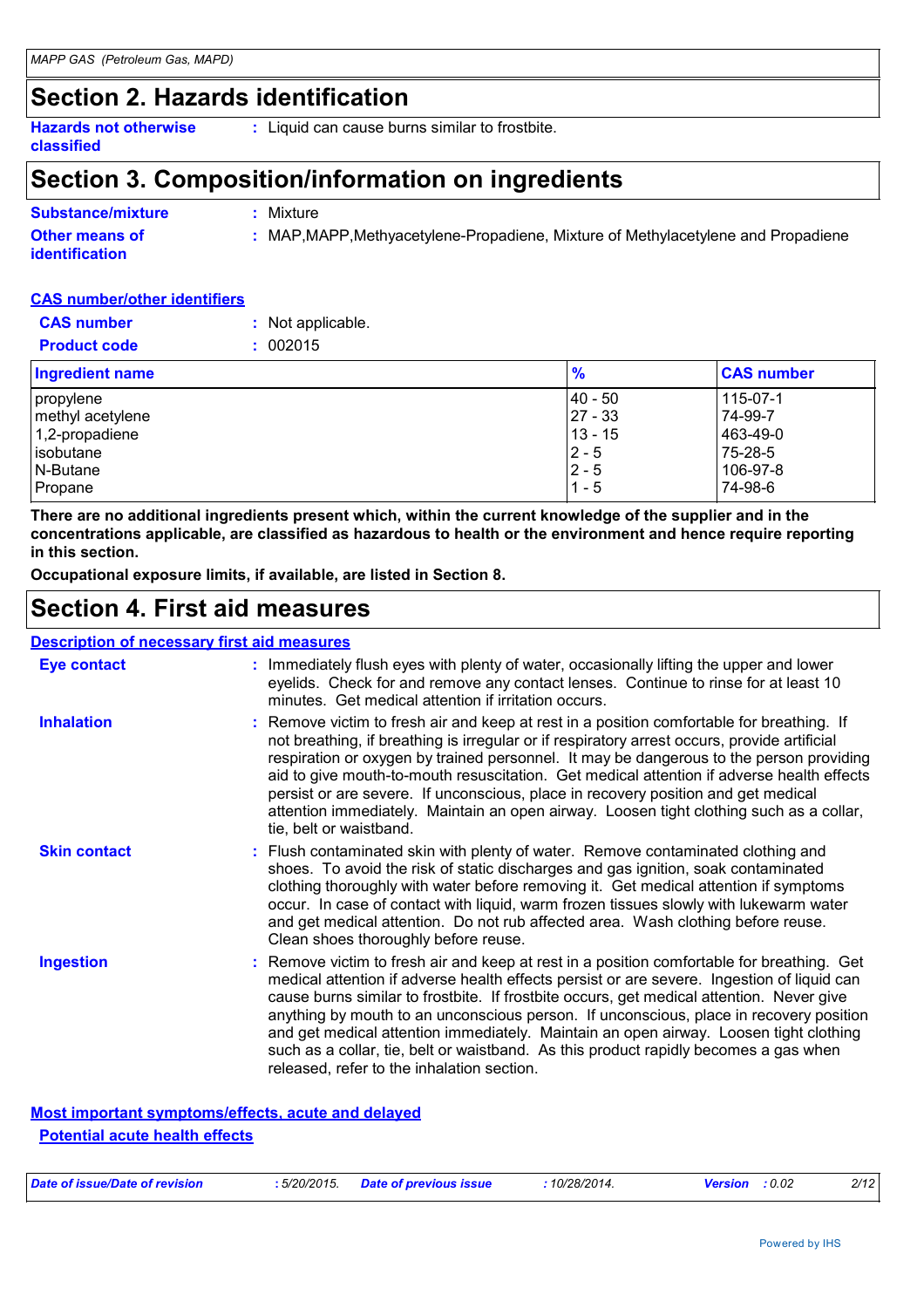# Section 2. Hazards identification

**Hazards not otherwise classified** : Liquid can cause burns similar to frostbite.

# Section 3. Composition/information on ingredients

**Substance/mixture** : Mixture

**Other means of identification** : MAP,MAPP,Methyacetylene-Propadiene, Mixture of Methylacetylene and Propadiene

**CAS number/other identifiers**

**CAS number** : Not applicable.

**Product code** : 002015

| Ingredient name | % | CAS number |
|---|---|---|
| propylene | 40 - 50 | 115-07-1 |
| methyl acetylene | 27 - 33 | 74-99-7 |
| 1,2-propadiene | 13 - 15 | 463-49-0 |
| isobutane | 2 - 5 | 75-28-5 |
| N-Butane | 2 - 5 | 106-97-8 |
| Propane | 1 - 5 | 74-98-6 |

**There are no additional ingredients present which, within the current knowledge of the supplier and in the concentrations applicable, are classified as hazardous to health or the environment and hence require reporting in this section.**

**Occupational exposure limits, if available, are listed in Section 8.**

# Section 4. First aid measures

**Description of necessary first aid measures**

**Eye contact** : Immediately flush eyes with plenty of water, occasionally lifting the upper and lower eyelids. Check for and remove any contact lenses. Continue to rinse for at least 10 minutes. Get medical attention if irritation occurs.

**Inhalation** : Remove victim to fresh air and keep at rest in a position comfortable for breathing. If not breathing, if breathing is irregular or if respiratory arrest occurs, provide artificial respiration or oxygen by trained personnel. It may be dangerous to the person providing aid to give mouth-to-mouth resuscitation. Get medical attention if adverse health effects persist or are severe. If unconscious, place in recovery position and get medical attention immediately. Maintain an open airway. Loosen tight clothing such as a collar, tie, belt or waistband.

**Skin contact** : Flush contaminated skin with plenty of water. Remove contaminated clothing and shoes. To avoid the risk of static discharges and gas ignition, soak contaminated clothing thoroughly with water before removing it. Get medical attention if symptoms occur. In case of contact with liquid, warm frozen tissues slowly with lukewarm water and get medical attention. Do not rub affected area. Wash clothing before reuse. Clean shoes thoroughly before reuse.

**Ingestion** : Remove victim to fresh air and keep at rest in a position comfortable for breathing. Get medical attention if adverse health effects persist or are severe. Ingestion of liquid can cause burns similar to frostbite. If frostbite occurs, get medical attention. Never give anything by mouth to an unconscious person. If unconscious, place in recovery position and get medical attention immediately. Maintain an open airway. Loosen tight clothing such as a collar, tie, belt or waistband. As this product rapidly becomes a gas when released, refer to the inhalation section.

**Most important symptoms/effects, acute and delayed**

**Potential acute health effects**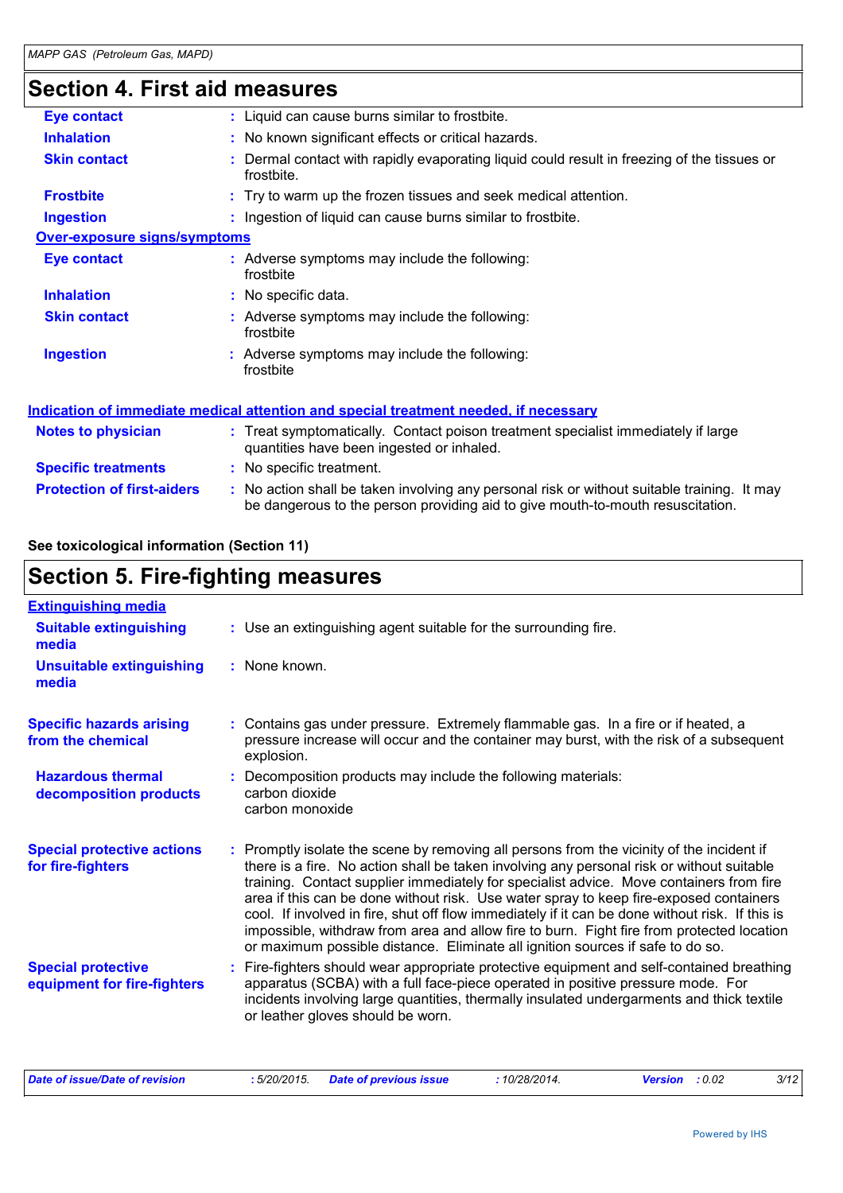## Section 4. First aid measures

| | |
|---|---|
| **Eye contact** | : Liquid can cause burns similar to frostbite. |
| **Inhalation** | : No known significant effects or critical hazards. |
| **Skin contact** | : Dermal contact with rapidly evaporating liquid could result in freezing of the tissues or frostbite. |
| **Frostbite** | : Try to warm up the frozen tissues and seek medical attention. |
| **Ingestion** | : Ingestion of liquid can cause burns similar to frostbite. |

**Over-exposure signs/symptoms**

| | |
|---|---|
| **Eye contact** | : Adverse symptoms may include the following: frostbite |
| **Inhalation** | : No specific data. |
| **Skin contact** | : Adverse symptoms may include the following: frostbite |
| **Ingestion** | : Adverse symptoms may include the following: frostbite |

**Indication of immediate medical attention and special treatment needed, if necessary**

| | |
|---|---|
| **Notes to physician** | : Treat symptomatically. Contact poison treatment specialist immediately if large quantities have been ingested or inhaled. |
| **Specific treatments** | : No specific treatment. |
| **Protection of first-aiders** | : No action shall be taken involving any personal risk or without suitable training. It may be dangerous to the person providing aid to give mouth-to-mouth resuscitation. |

**See toxicological information (Section 11)**

## Section 5. Fire-fighting measures

**Extinguishing media**

| | |
|---|---|
| **Suitable extinguishing media** | : Use an extinguishing agent suitable for the surrounding fire. |
| **Unsuitable extinguishing media** | : None known. |
| **Specific hazards arising from the chemical** | : Contains gas under pressure. Extremely flammable gas. In a fire or if heated, a pressure increase will occur and the container may burst, with the risk of a subsequent explosion. |
| **Hazardous thermal decomposition products** | : Decomposition products may include the following materials: carbon dioxide carbon monoxide |
| **Special protective actions for fire-fighters** | : Promptly isolate the scene by removing all persons from the vicinity of the incident if there is a fire. No action shall be taken involving any personal risk or without suitable training. Contact supplier immediately for specialist advice. Move containers from fire area if this can be done without risk. Use water spray to keep fire-exposed containers cool. If involved in fire, shut off flow immediately if it can be done without risk. If this is impossible, withdraw from area and allow fire to burn. Fight fire from protected location or maximum possible distance. Eliminate all ignition sources if safe to do so. |
| **Special protective equipment for fire-fighters** | : Fire-fighters should wear appropriate protective equipment and self-contained breathing apparatus (SCBA) with a full face-piece operated in positive pressure mode. For incidents involving large quantities, thermally insulated undergarments and thick textile or leather gloves should be worn. |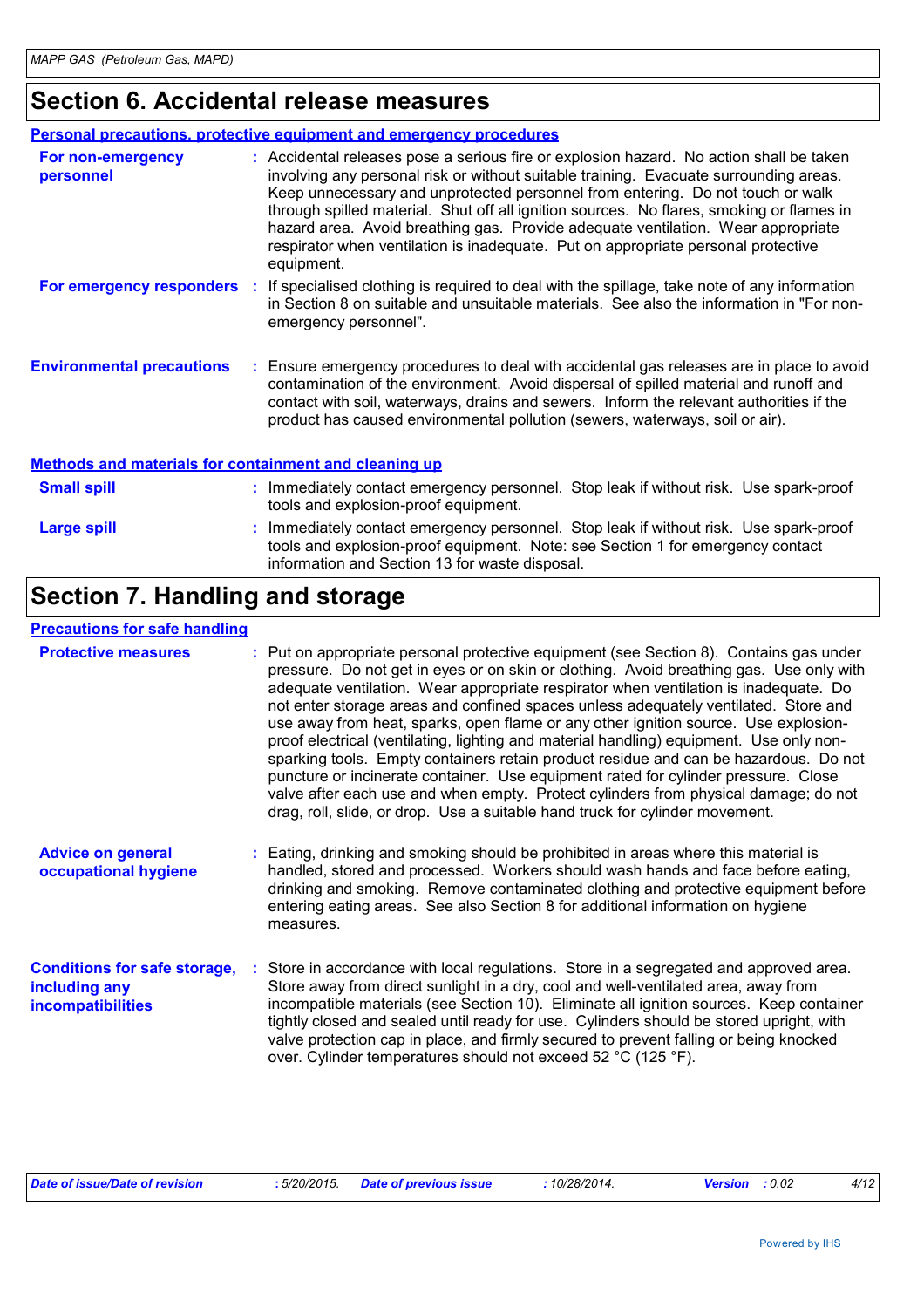# Section 6. Accidental release measures

## Personal precautions, protective equipment and emergency procedures

**For non-emergency personnel** : Accidental releases pose a serious fire or explosion hazard. No action shall be taken involving any personal risk or without suitable training. Evacuate surrounding areas. Keep unnecessary and unprotected personnel from entering. Do not touch or walk through spilled material. Shut off all ignition sources. No flares, smoking or flames in hazard area. Avoid breathing gas. Provide adequate ventilation. Wear appropriate respirator when ventilation is inadequate. Put on appropriate personal protective equipment.

**For emergency responders** : If specialised clothing is required to deal with the spillage, take note of any information in Section 8 on suitable and unsuitable materials. See also the information in "For non-emergency personnel".

**Environmental precautions** : Ensure emergency procedures to deal with accidental gas releases are in place to avoid contamination of the environment. Avoid dispersal of spilled material and runoff and contact with soil, waterways, drains and sewers. Inform the relevant authorities if the product has caused environmental pollution (sewers, waterways, soil or air).

## Methods and materials for containment and cleaning up

**Small spill** : Immediately contact emergency personnel. Stop leak if without risk. Use spark-proof tools and explosion-proof equipment.

**Large spill** : Immediately contact emergency personnel. Stop leak if without risk. Use spark-proof tools and explosion-proof equipment. Note: see Section 1 for emergency contact information and Section 13 for waste disposal.

# Section 7. Handling and storage

## Precautions for safe handling

**Protective measures** : Put on appropriate personal protective equipment (see Section 8). Contains gas under pressure. Do not get in eyes or on skin or clothing. Avoid breathing gas. Use only with adequate ventilation. Wear appropriate respirator when ventilation is inadequate. Do not enter storage areas and confined spaces unless adequately ventilated. Store and use away from heat, sparks, open flame or any other ignition source. Use explosion-proof electrical (ventilating, lighting and material handling) equipment. Use only non-sparking tools. Empty containers retain product residue and can be hazardous. Do not puncture or incinerate container. Use equipment rated for cylinder pressure. Close valve after each use and when empty. Protect cylinders from physical damage; do not drag, roll, slide, or drop. Use a suitable hand truck for cylinder movement.

**Advice on general occupational hygiene** : Eating, drinking and smoking should be prohibited in areas where this material is handled, stored and processed. Workers should wash hands and face before eating, drinking and smoking. Remove contaminated clothing and protective equipment before entering eating areas. See also Section 8 for additional information on hygiene measures.

**Conditions for safe storage, including any incompatibilities** : Store in accordance with local regulations. Store in a segregated and approved area. Store away from direct sunlight in a dry, cool and well-ventilated area, away from incompatible materials (see Section 10). Eliminate all ignition sources. Keep container tightly closed and sealed until ready for use. Cylinders should be stored upright, with valve protection cap in place, and firmly secured to prevent falling or being knocked over. Cylinder temperatures should not exceed 52 °C (125 °F).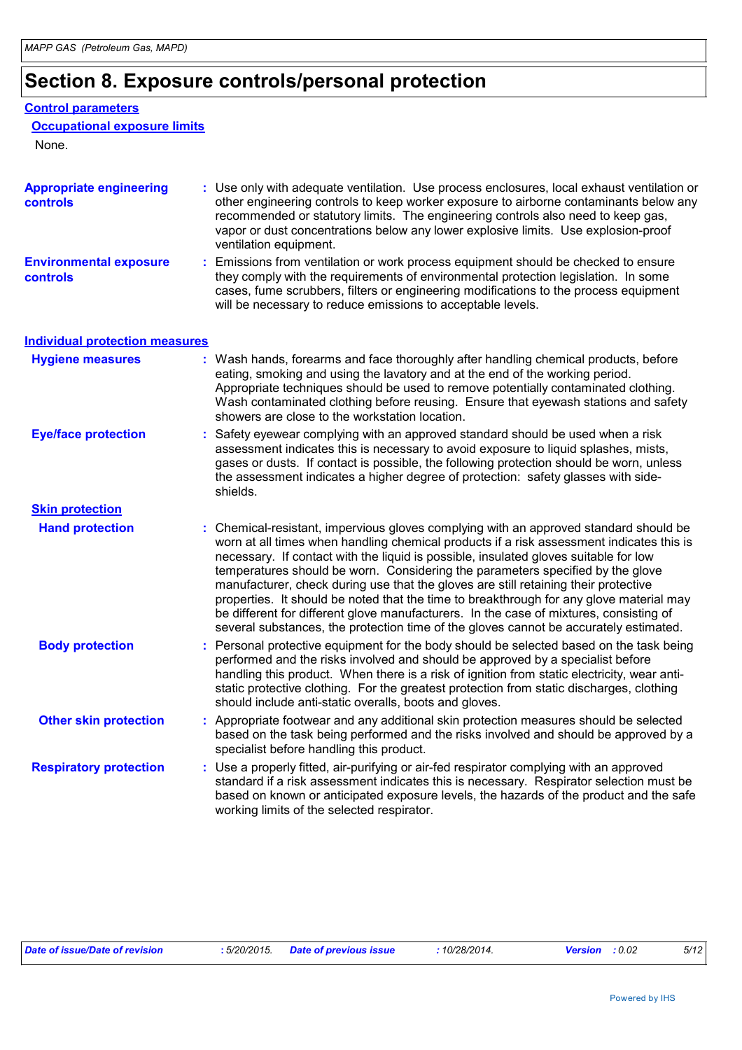# Section 8. Exposure controls/personal protection

## Control parameters

### Occupational exposure limits

None.

**Appropriate engineering controls** : Use only with adequate ventilation. Use process enclosures, local exhaust ventilation or other engineering controls to keep worker exposure to airborne contaminants below any recommended or statutory limits. The engineering controls also need to keep gas, vapor or dust concentrations below any lower explosive limits. Use explosion-proof ventilation equipment.

**Environmental exposure controls** : Emissions from ventilation or work process equipment should be checked to ensure they comply with the requirements of environmental protection legislation. In some cases, fume scrubbers, filters or engineering modifications to the process equipment will be necessary to reduce emissions to acceptable levels.

## Individual protection measures

**Hygiene measures** : Wash hands, forearms and face thoroughly after handling chemical products, before eating, smoking and using the lavatory and at the end of the working period. Appropriate techniques should be used to remove potentially contaminated clothing. Wash contaminated clothing before reusing. Ensure that eyewash stations and safety showers are close to the workstation location.

**Eye/face protection** : Safety eyewear complying with an approved standard should be used when a risk assessment indicates this is necessary to avoid exposure to liquid splashes, mists, gases or dusts. If contact is possible, the following protection should be worn, unless the assessment indicates a higher degree of protection: safety glasses with side-shields.

### Skin protection

**Hand protection** : Chemical-resistant, impervious gloves complying with an approved standard should be worn at all times when handling chemical products if a risk assessment indicates this is necessary. If contact with the liquid is possible, insulated gloves suitable for low temperatures should be worn. Considering the parameters specified by the glove manufacturer, check during use that the gloves are still retaining their protective properties. It should be noted that the time to breakthrough for any glove material may be different for different glove manufacturers. In the case of mixtures, consisting of several substances, the protection time of the gloves cannot be accurately estimated.

**Body protection** : Personal protective equipment for the body should be selected based on the task being performed and the risks involved and should be approved by a specialist before handling this product. When there is a risk of ignition from static electricity, wear anti-static protective clothing. For the greatest protection from static discharges, clothing should include anti-static overalls, boots and gloves.

**Other skin protection** : Appropriate footwear and any additional skin protection measures should be selected based on the task being performed and the risks involved and should be approved by a specialist before handling this product.

**Respiratory protection** : Use a properly fitted, air-purifying or air-fed respirator complying with an approved standard if a risk assessment indicates this is necessary. Respirator selection must be based on known or anticipated exposure levels, the hazards of the product and the safe working limits of the selected respirator.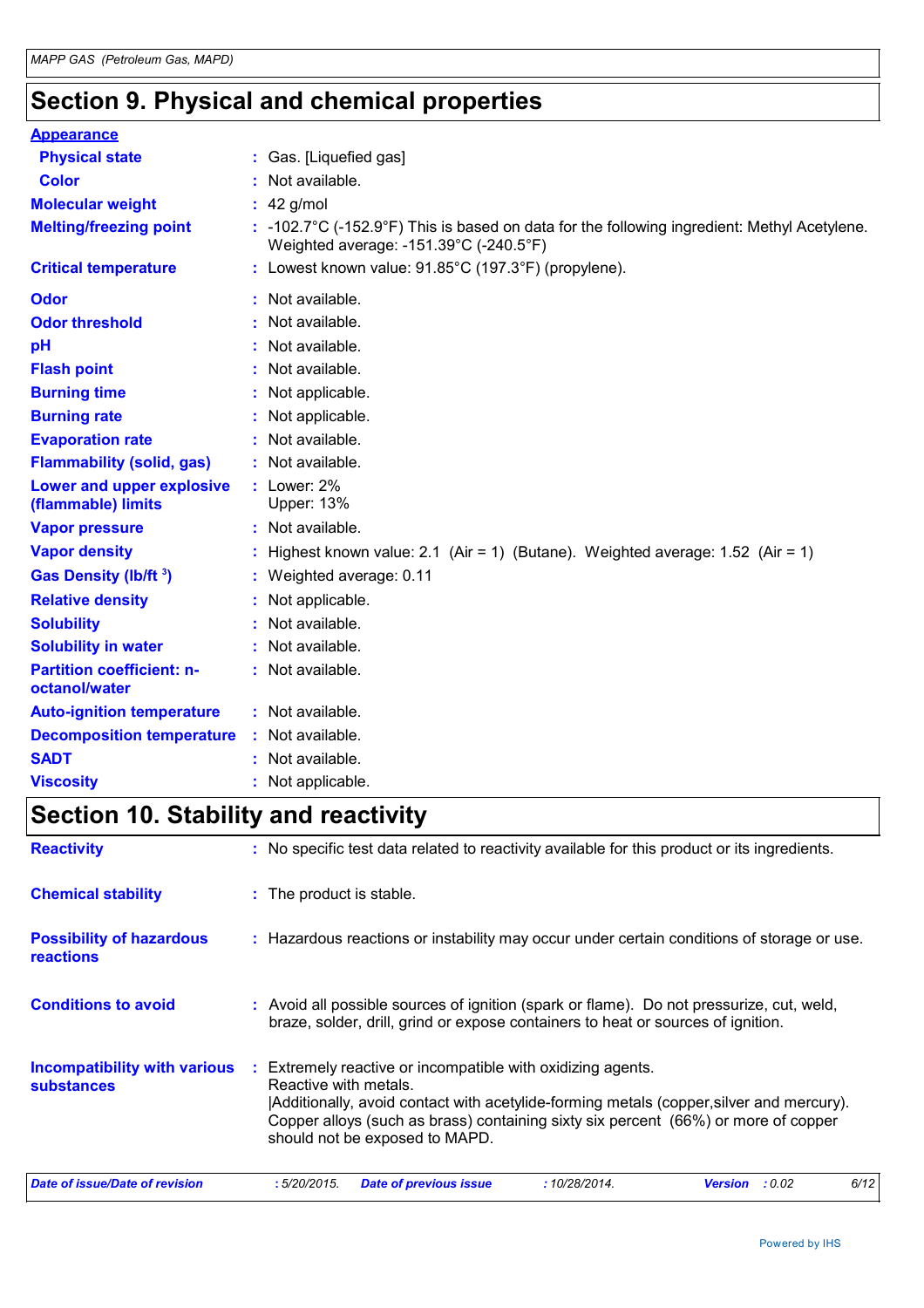# Section 9. Physical and chemical properties

**Appearance**

| | |
|---|---|
| **Physical state** | : Gas. [Liquefied gas] |
| **Color** | : Not available. |
| **Molecular weight** | : 42 g/mol |
| **Melting/freezing point** | : -102.7°C (-152.9°F) This is based on data for the following ingredient: Methyl Acetylene. Weighted average: -151.39°C (-240.5°F) |
| **Critical temperature** | : Lowest known value: 91.85°C (197.3°F) (propylene). |
| **Odor** | : Not available. |
| **Odor threshold** | : Not available. |
| **pH** | : Not available. |
| **Flash point** | : Not available. |
| **Burning time** | : Not applicable. |
| **Burning rate** | : Not applicable. |
| **Evaporation rate** | : Not available. |
| **Flammability (solid, gas)** | : Not available. |
| **Lower and upper explosive (flammable) limits** | : Lower: 2% Upper: 13% |
| **Vapor pressure** | : Not available. |
| **Vapor density** | : Highest known value: 2.1 (Air = 1) (Butane). Weighted average: 1.52 (Air = 1) |
| **Gas Density ($lb/ft^3$)** | : Weighted average: 0.11 |
| **Relative density** | : Not applicable. |
| **Solubility** | : Not available. |
| **Solubility in water** | : Not available. |
| **Partition coefficient: n-octanol/water** | : Not available. |
| **Auto-ignition temperature** | : Not available. |
| **Decomposition temperature** | : Not available. |
| **SADT** | : Not available. |
| **Viscosity** | : Not applicable. |

# Section 10. Stability and reactivity

| | |
|---|---|
| **Reactivity** | : No specific test data related to reactivity available for this product or its ingredients. |
| **Chemical stability** | : The product is stable. |
| **Possibility of hazardous reactions** | : Hazardous reactions or instability may occur under certain conditions of storage or use. |
| **Conditions to avoid** | : Avoid all possible sources of ignition (spark or flame). Do not pressurize, cut, weld, braze, solder, drill, grind or expose containers to heat or sources of ignition. |
| **Incompatibility with various substances** | : Extremely reactive or incompatible with oxidizing agents. Reactive with metals. \|Additionally, avoid contact with acetylide-forming metals (copper,silver and mercury). Copper alloys (such as brass) containing sixty six percent (66%) or more of copper should not be exposed to MAPD. |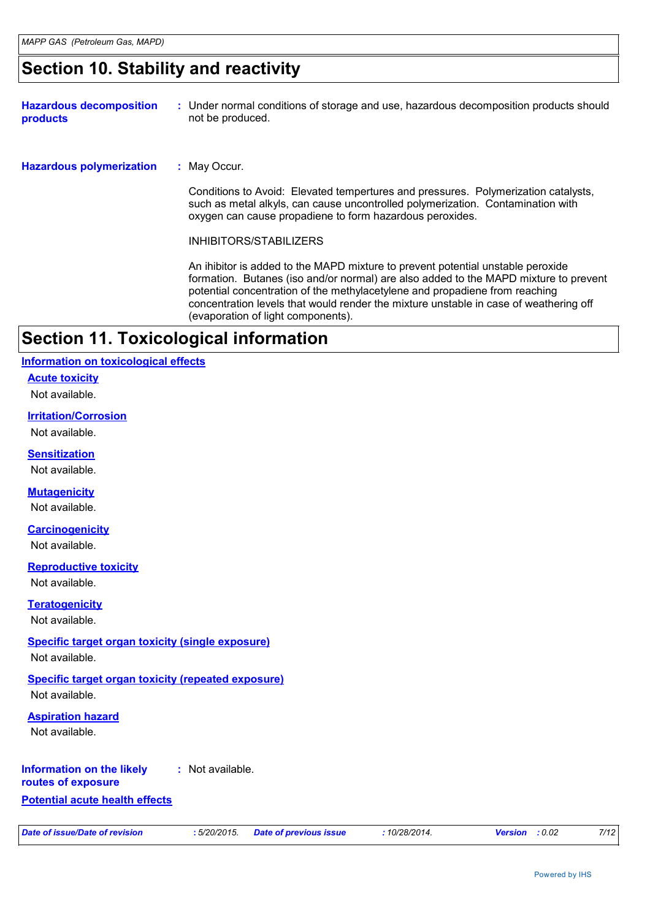## Section 10. Stability and reactivity

**Hazardous decomposition products** : Under normal conditions of storage and use, hazardous decomposition products should not be produced.

**Hazardous polymerization** : May Occur.

Conditions to Avoid: Elevated tempertures and pressures. Polymerization catalysts, such as metal alkyls, can cause uncontrolled polymerization. Contamination with oxygen can cause propadiene to form hazardous peroxides.

INHIBITORS/STABILIZERS

An ihibitor is added to the MAPD mixture to prevent potential unstable peroxide formation. Butanes (iso and/or normal) are also added to the MAPD mixture to prevent potential concentration of the methylacetylene and propadiene from reaching concentration levels that would render the mixture unstable in case of weathering off (evaporation of light components).

## Section 11. Toxicological information

### Information on toxicological effects

#### Acute toxicity

Not available.

#### Irritation/Corrosion

Not available.

#### Sensitization

Not available.

#### Mutagenicity

Not available.

#### Carcinogenicity

Not available.

#### Reproductive toxicity

Not available.

#### Teratogenicity

Not available.

#### Specific target organ toxicity (single exposure)

Not available.

#### Specific target organ toxicity (repeated exposure)

Not available.

#### Aspiration hazard

Not available.

**Information on the likely routes of exposure** : Not available.

### Potential acute health effects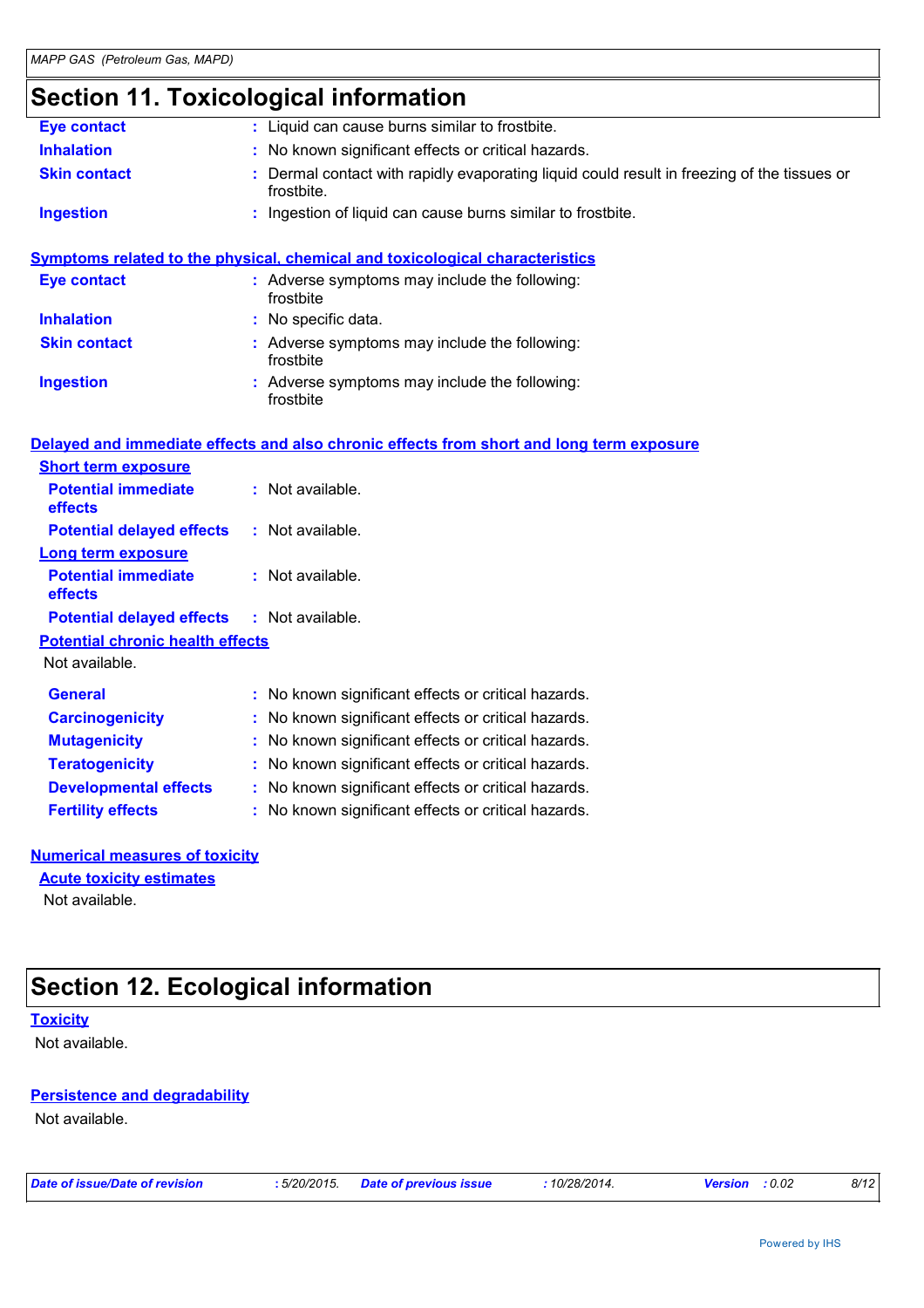## Section 11. Toxicological information

| | | |
|---|---|---|
| **Eye contact** | : | Liquid can cause burns similar to frostbite. |
| **Inhalation** | : | No known significant effects or critical hazards. |
| **Skin contact** | : | Dermal contact with rapidly evaporating liquid could result in freezing of the tissues or frostbite. |
| **Ingestion** | : | Ingestion of liquid can cause burns similar to frostbite. |

### Symptoms related to the physical, chemical and toxicological characteristics

| | | |
|---|---|---|
| **Eye contact** | : | Adverse symptoms may include the following: frostbite |
| **Inhalation** | : | No specific data. |
| **Skin contact** | : | Adverse symptoms may include the following: frostbite |
| **Ingestion** | : | Adverse symptoms may include the following: frostbite |

### Delayed and immediate effects and also chronic effects from short and long term exposure

**Short term exposure**

| | | |
|---|---|---|
| **Potential immediate effects** | : | Not available. |
| **Potential delayed effects** | : | Not available. |

**Long term exposure**

| | | |
|---|---|---|
| **Potential immediate effects** | : | Not available. |
| **Potential delayed effects** | : | Not available. |

**Potential chronic health effects**

Not available.

| | | |
|---|---|---|
| **General** | : | No known significant effects or critical hazards. |
| **Carcinogenicity** | : | No known significant effects or critical hazards. |
| **Mutagenicity** | : | No known significant effects or critical hazards. |
| **Teratogenicity** | : | No known significant effects or critical hazards. |
| **Developmental effects** | : | No known significant effects or critical hazards. |
| **Fertility effects** | : | No known significant effects or critical hazards. |

### Numerical measures of toxicity

**Acute toxicity estimates**

Not available.

## Section 12. Ecological information

### Toxicity

Not available.

### Persistence and degradability

Not available.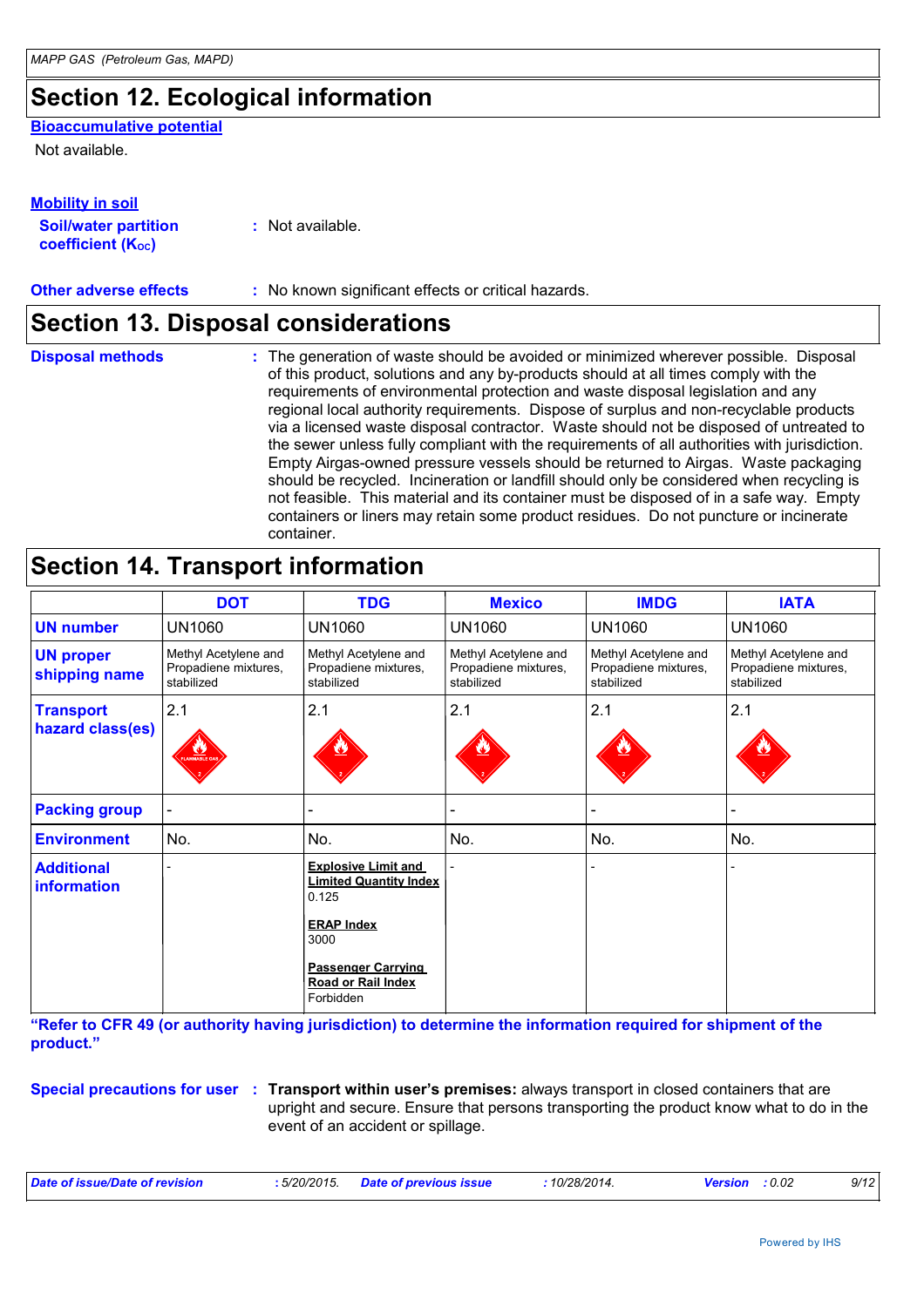## Section 12. Ecological information

**Bioaccumulative potential**

Not available.

**Mobility in soil**

**Soil/water partition coefficient ($K_{OC}$)** : Not available.

**Other adverse effects** : No known significant effects or critical hazards.

## Section 13. Disposal considerations

**Disposal methods** : The generation of waste should be avoided or minimized wherever possible. Disposal of this product, solutions and any by-products should at all times comply with the requirements of environmental protection and waste disposal legislation and any regional local authority requirements. Dispose of surplus and non-recyclable products via a licensed waste disposal contractor. Waste should not be disposed of untreated to the sewer unless fully compliant with the requirements of all authorities with jurisdiction. Empty Airgas-owned pressure vessels should be returned to Airgas. Waste packaging should be recycled. Incineration or landfill should only be considered when recycling is not feasible. This material and its container must be disposed of in a safe way. Empty containers or liners may retain some product residues. Do not puncture or incinerate container.

## Section 14. Transport information

| | DOT | TDG | Mexico | IMDG | IATA |
|---|---|---|---|---|---|
| **UN number** | UN1060 | UN1060 | UN1060 | UN1060 | UN1060 |
| **UN proper shipping name** | Methyl Acetylene and Propadiene mixtures, stabilized | Methyl Acetylene and Propadiene mixtures, stabilized | Methyl Acetylene and Propadiene mixtures, stabilized | Methyl Acetylene and Propadiene mixtures, stabilized | Methyl Acetylene and Propadiene mixtures, stabilized |
| **Transport hazard class(es)** | 2.1 | 2.1 | 2.1 | 2.1 | 2.1 |
| **Packing group** | - | - | - | - | - |
| **Environment** | No. | No. | No. | No. | No. |
| **Additional information** | - | **Explosive Limit and Limited Quantity Index** 0.125 **ERAP Index** 3000 **Passenger Carrying Road or Rail Index** Forbidden | - | - | - |

**"Refer to CFR 49 (or authority having jurisdiction) to determine the information required for shipment of the product."**

**Special precautions for user** : **Transport within user's premises:** always transport in closed containers that are upright and secure. Ensure that persons transporting the product know what to do in the event of an accident or spillage.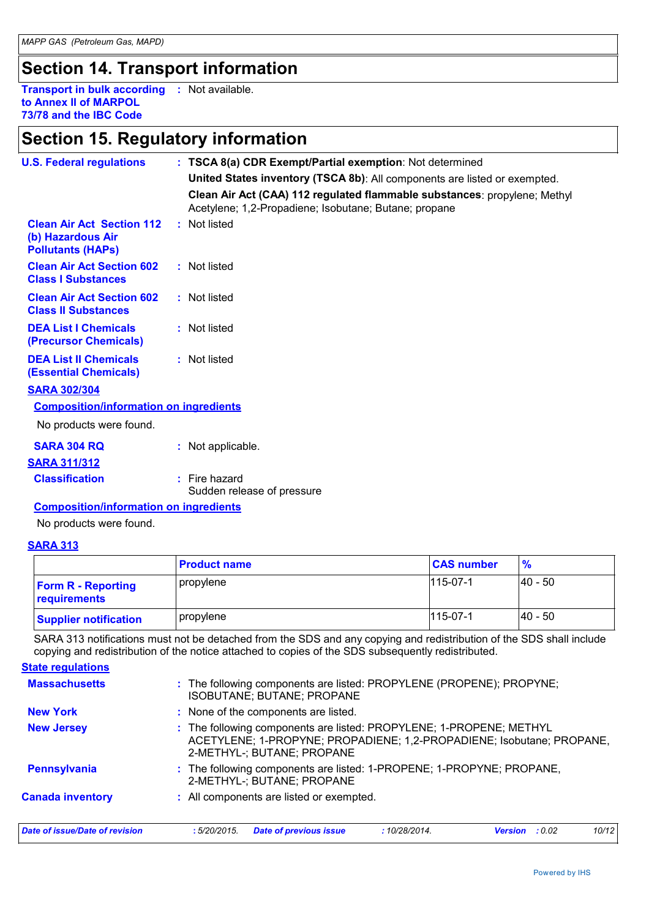# Section 14. Transport information

**Transport in bulk according to Annex II of MARPOL 73/78 and the IBC Code** : Not available.

# Section 15. Regulatory information

**U.S. Federal regulations** : **TSCA 8(a) CDR Exempt/Partial exemption**: Not determined

**United States inventory (TSCA 8b)**: All components are listed or exempted.

**Clean Air Act (CAA) 112 regulated flammable substances**: propylene; Methyl Acetylene; 1,2-Propadiene; Isobutane; Butane; propane

**Clean Air Act Section 112 (b) Hazardous Air Pollutants (HAPs)** : Not listed

**Clean Air Act Section 602 Class I Substances** : Not listed

**Clean Air Act Section 602 Class II Substances** : Not listed

**DEA List I Chemicals (Precursor Chemicals)** : Not listed

**DEA List II Chemicals (Essential Chemicals)** : Not listed

**SARA 302/304**

**Composition/information on ingredients**

No products were found.

**SARA 304 RQ** : Not applicable.

**SARA 311/312**

**Classification** : Fire hazard
Sudden release of pressure

**Composition/information on ingredients**

No products were found.

**SARA 313**

| | Product name | CAS number | % |
|---|---|---|---|
| **Form R - Reporting requirements** | propylene | 115-07-1 | 40 - 50 |
| **Supplier notification** | propylene | 115-07-1 | 40 - 50 |

SARA 313 notifications must not be detached from the SDS and any copying and redistribution of the SDS shall include copying and redistribution of the notice attached to copies of the SDS subsequently redistributed.

**State regulations**

**Massachusetts** : The following components are listed: PROPYLENE (PROPENE); PROPYNE; ISOBUTANE; BUTANE; PROPANE

**New York** : None of the components are listed.

**New Jersey** : The following components are listed: PROPYLENE; 1-PROPENE; METHYL ACETYLENE; 1-PROPYNE; PROPADIENE; 1,2-PROPADIENE; Isobutane; PROPANE, 2-METHYL-; BUTANE; PROPANE

**Pennsylvania** : The following components are listed: 1-PROPENE; 1-PROPYNE; PROPANE, 2-METHYL-; BUTANE; PROPANE

**Canada inventory** : All components are listed or exempted.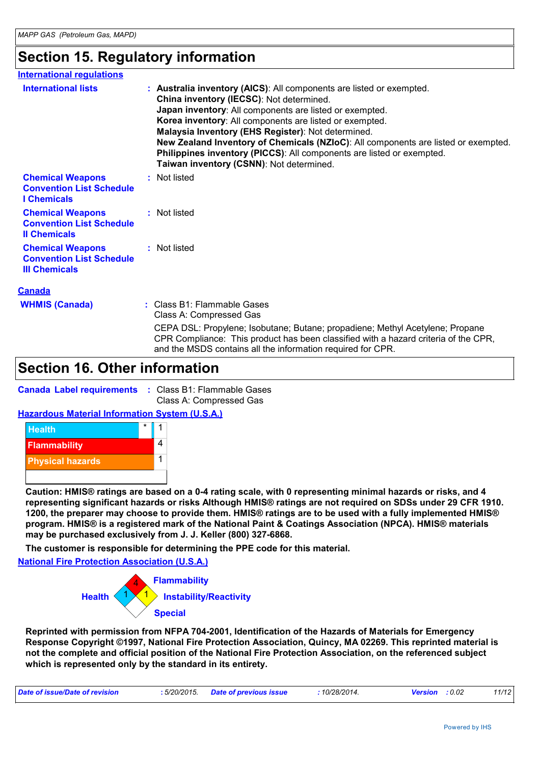## Section 15. Regulatory information

### International regulations

**International lists** : **Australia inventory (AICS)**: All components are listed or exempted.
**China inventory (IECSC)**: Not determined.
**Japan inventory**: All components are listed or exempted.
**Korea inventory**: All components are listed or exempted.
**Malaysia Inventory (EHS Register)**: Not determined.
**New Zealand Inventory of Chemicals (NZIoC)**: All components are listed or exempted.
**Philippines inventory (PICCS)**: All components are listed or exempted.
**Taiwan inventory (CSNN)**: Not determined.

**Chemical Weapons Convention List Schedule I Chemicals** : Not listed

**Chemical Weapons Convention List Schedule II Chemicals** : Not listed

**Chemical Weapons Convention List Schedule III Chemicals** : Not listed

### Canada

**WHMIS (Canada)** : Class B1: Flammable Gases
Class A: Compressed Gas

CEPA DSL: Propylene; Isobutane; Butane; propadiene; Methyl Acetylene; Propane
CPR Compliance: This product has been classified with a hazard criteria of the CPR, and the MSDS contains all the information required for CPR.

## Section 16. Other information

**Canada Label requirements** : Class B1: Flammable Gases
Class A: Compressed Gas

### Hazardous Material Information System (U.S.A.)

| | | |
|---|---|---|
| Health | * | 1 |
| Flammability | | 4 |
| Physical hazards | | 1 |

**Caution: HMIS® ratings are based on a 0-4 rating scale, with 0 representing minimal hazards or risks, and 4 representing significant hazards or risks Although HMIS® ratings are not required on SDSs under 29 CFR 1910. 1200, the preparer may choose to provide them. HMIS® ratings are to be used with a fully implemented HMIS® program. HMIS® is a registered mark of the National Paint & Coatings Association (NPCA). HMIS® materials may be purchased exclusively from J. J. Keller (800) 327-6868.**

**The customer is responsible for determining the PPE code for this material.**

### National Fire Protection Association (U.S.A.)

Health: 1
Flammability: 4
Instability/Reactivity: 1
Special:

**Reprinted with permission from NFPA 704-2001, Identification of the Hazards of Materials for Emergency Response Copyright ©1997, National Fire Protection Association, Quincy, MA 02269. This reprinted material is not the complete and official position of the National Fire Protection Association, on the referenced subject which is represented only by the standard in its entirety.**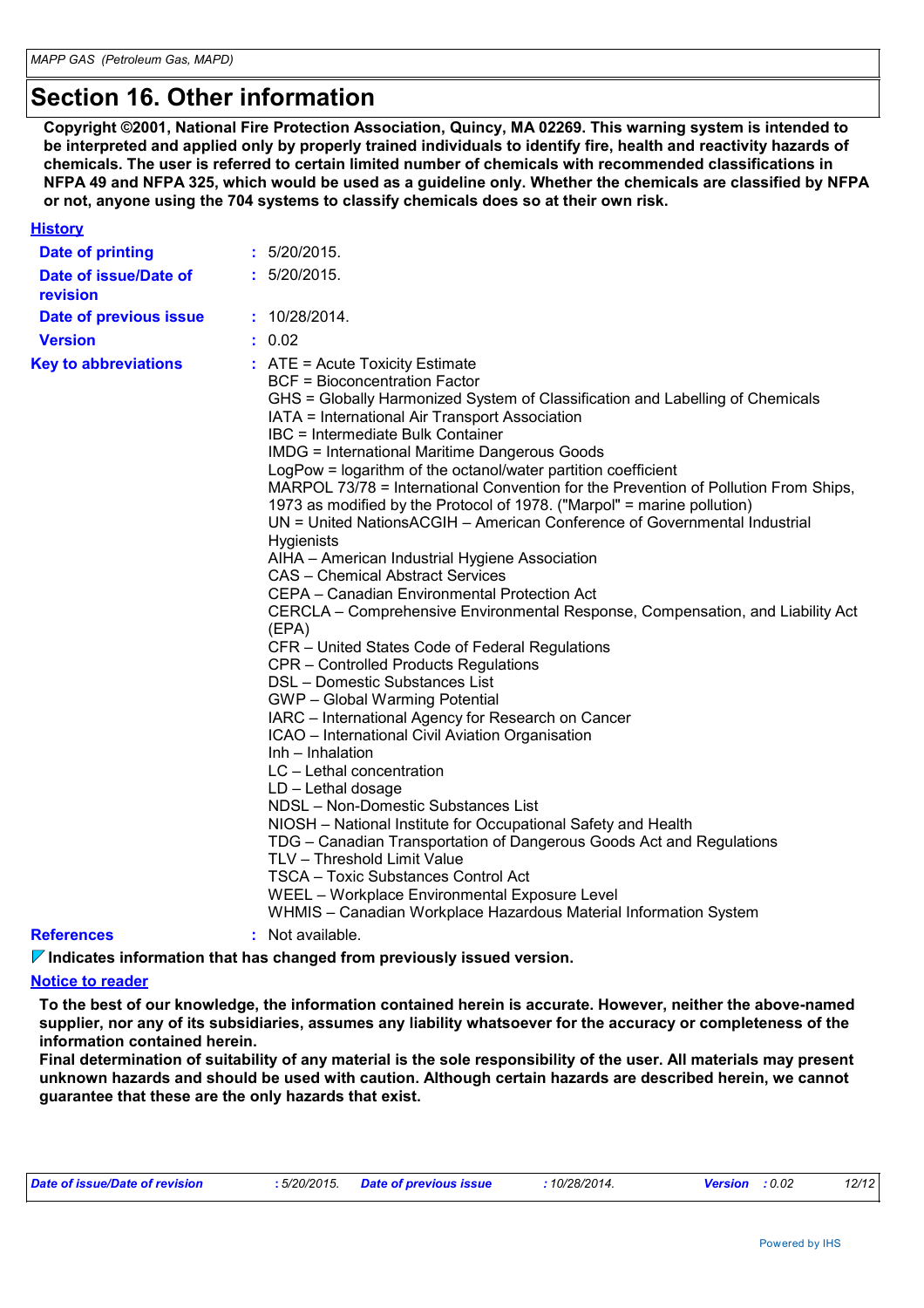# Section 16. Other information

**Copyright ©2001, National Fire Protection Association, Quincy, MA 02269. This warning system is intended to be interpreted and applied only by properly trained individuals to identify fire, health and reactivity hazards of chemicals. The user is referred to certain limited number of chemicals with recommended classifications in NFPA 49 and NFPA 325, which would be used as a guideline only. Whether the chemicals are classified by NFPA or not, anyone using the 704 systems to classify chemicals does so at their own risk.**

## History

| | |
|---|---|
| **Date of printing** | : 5/20/2015. |
| **Date of issue/Date of revision** | : 5/20/2015. |
| **Date of previous issue** | : 10/28/2014. |
| **Version** | : 0.02 |

**Key to abbreviations** :
ATE = Acute Toxicity Estimate
BCF = Bioconcentration Factor
GHS = Globally Harmonized System of Classification and Labelling of Chemicals
IATA = International Air Transport Association
IBC = Intermediate Bulk Container
IMDG = International Maritime Dangerous Goods
LogPow = logarithm of the octanol/water partition coefficient
MARPOL 73/78 = International Convention for the Prevention of Pollution From Ships, 1973 as modified by the Protocol of 1978. ("Marpol" = marine pollution)
UN = United NationsACGIH – American Conference of Governmental Industrial Hygienists
AIHA – American Industrial Hygiene Association
CAS – Chemical Abstract Services
CEPA – Canadian Environmental Protection Act
CERCLA – Comprehensive Environmental Response, Compensation, and Liability Act (EPA)
CFR – United States Code of Federal Regulations
CPR – Controlled Products Regulations
DSL – Domestic Substances List
GWP – Global Warming Potential
IARC – International Agency for Research on Cancer
ICAO – International Civil Aviation Organisation
Inh – Inhalation
LC – Lethal concentration
LD – Lethal dosage
NDSL – Non-Domestic Substances List
NIOSH – National Institute for Occupational Safety and Health
TDG – Canadian Transportation of Dangerous Goods Act and Regulations
TLV – Threshold Limit Value
TSCA – Toxic Substances Control Act
WEEL – Workplace Environmental Exposure Level
WHMIS – Canadian Workplace Hazardous Material Information System

**References** : Not available.

**Indicates information that has changed from previously issued version.**

## Notice to reader

**To the best of our knowledge, the information contained herein is accurate. However, neither the above-named supplier, nor any of its subsidiaries, assumes any liability whatsoever for the accuracy or completeness of the information contained herein.**
**Final determination of suitability of any material is the sole responsibility of the user. All materials may present unknown hazards and should be used with caution. Although certain hazards are described herein, we cannot guarantee that these are the only hazards that exist.**